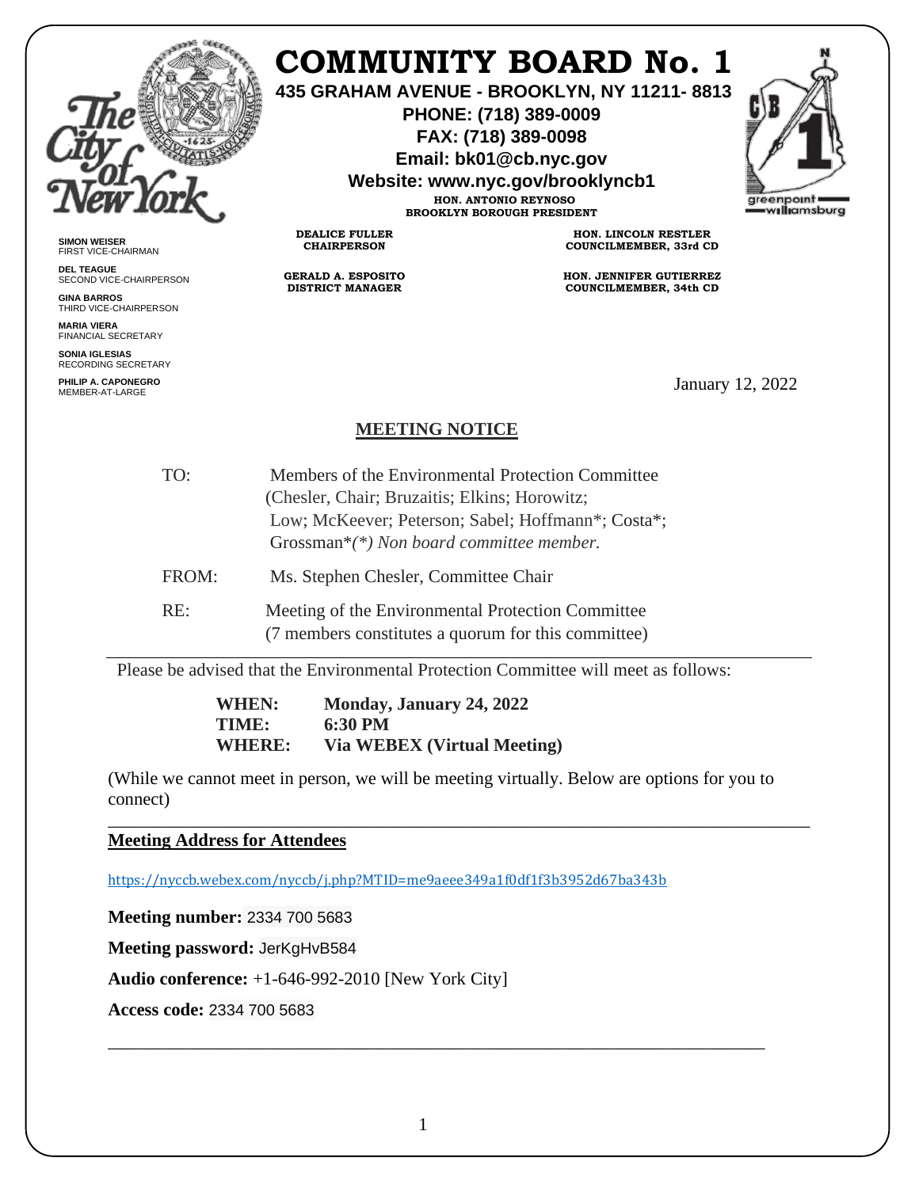# COMMUNITY BOARD No. 1

**435 GRAHAM AVENUE - BROOKLYN, NY 11211- 8813**

**PHONE: (718) 389-0009**

**FAX: (718) 389-0098**

**Email: bk01@cb.nyc.gov**

**Website: www.nyc.gov/brooklyncb1**

**HON. ANTONIO REYNOSO**
**BROOKLYN BOROUGH PRESIDENT**

**DEALICE FULLER**
**CHAIRPERSON**

**GERALD A. ESPOSITO**
**DISTRICT MANAGER**

**HON. LINCOLN RESTLER**
**COUNCILMEMBER, 33rd CD**

**HON. JENNIFER GUTIERREZ**
**COUNCILMEMBER, 34th CD**

**SIMON WEISER**
FIRST VICE-CHAIRMAN

**DEL TEAGUE**
SECOND VICE-CHAIRPERSON

**GINA BARROS**
THIRD VICE-CHAIRPERSON

**MARIA VIERA**
FINANCIAL SECRETARY

**SONIA IGLESIAS**
RECORDING SECRETARY

**PHILIP A. CAPONEGRO**
MEMBER-AT-LARGE

January 12, 2022

## MEETING NOTICE

TO: Members of the Environmental Protection Committee (Chesler, Chair; Bruzaitis; Elkins; Horowitz; Low; McKeever; Peterson; Sabel; Hoffmann*; Costa*; Grossman**(*) Non board committee member.*

FROM: Ms. Stephen Chesler, Committee Chair

RE: Meeting of the Environmental Protection Committee (7 members constitutes a quorum for this committee)

---

Please be advised that the Environmental Protection Committee will meet as follows:

**WHEN:** **Monday, January 24, 2022**
**TIME:** **6:30 PM**
**WHERE:** **Via WEBEX (Virtual Meeting)**

(While we cannot meet in person, we will be meeting virtually. Below are options for you to connect)

---

**Meeting Address for Attendees**

https://nyccb.webex.com/nyccb/j.php?MTID=me9aeee349a1f0df1f3b3952d67ba343b

**Meeting number:** 2334 700 5683

**Meeting password:** JerKgHvB584

**Audio conference:** +1-646-992-2010 [New York City]

**Access code:** 2334 700 5683

---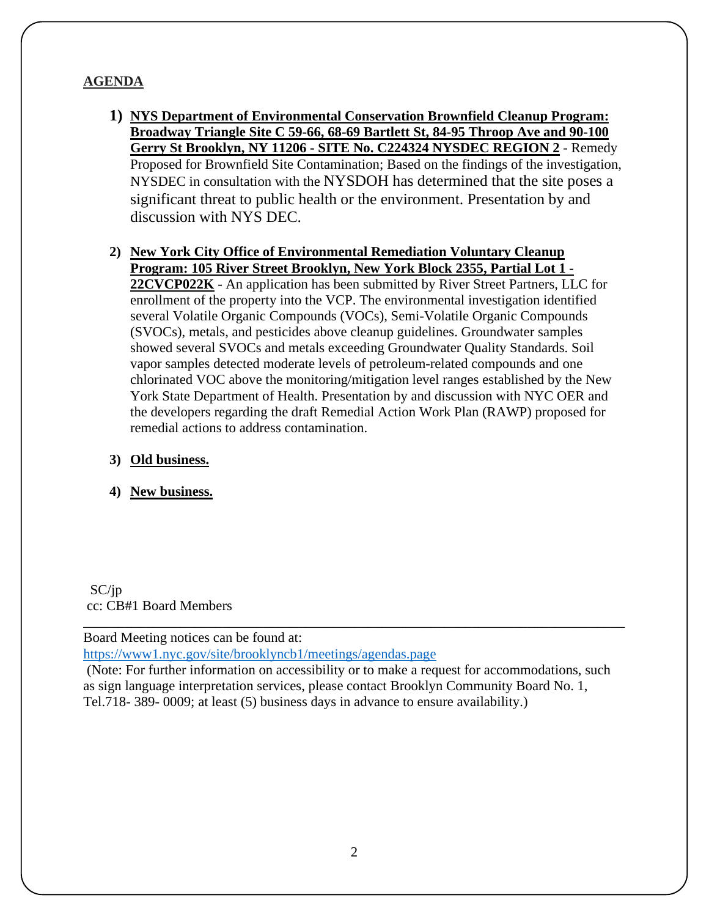## AGENDA

1) **NYS Department of Environmental Conservation Brownfield Cleanup Program: Broadway Triangle Site C 59-66, 68-69 Bartlett St, 84-95 Throop Ave and 90-100 Gerry St Brooklyn, NY 11206 - SITE No. C224324 NYSDEC REGION 2** - Remedy Proposed for Brownfield Site Contamination; Based on the findings of the investigation, NYSDEC in consultation with the NYSDOH has determined that the site poses a significant threat to public health or the environment. Presentation by and discussion with NYS DEC.

2) **New York City Office of Environmental Remediation Voluntary Cleanup Program: 105 River Street Brooklyn, New York Block 2355, Partial Lot 1 - 22CVCP022K** - An application has been submitted by River Street Partners, LLC for enrollment of the property into the VCP. The environmental investigation identified several Volatile Organic Compounds (VOCs), Semi-Volatile Organic Compounds (SVOCs), metals, and pesticides above cleanup guidelines. Groundwater samples showed several SVOCs and metals exceeding Groundwater Quality Standards. Soil vapor samples detected moderate levels of petroleum-related compounds and one chlorinated VOC above the monitoring/mitigation level ranges established by the New York State Department of Health. Presentation by and discussion with NYC OER and the developers regarding the draft Remedial Action Work Plan (RAWP) proposed for remedial actions to address contamination.

3) **Old business.**

4) **New business.**

SC/jp
cc: CB#1 Board Members

---

Board Meeting notices can be found at:
https://www1.nyc.gov/site/brooklyncb1/meetings/agendas.page
(Note: For further information on accessibility or to make a request for accommodations, such as sign language interpretation services, please contact Brooklyn Community Board No. 1, Tel.718- 389- 0009; at least (5) business days in advance to ensure availability.)